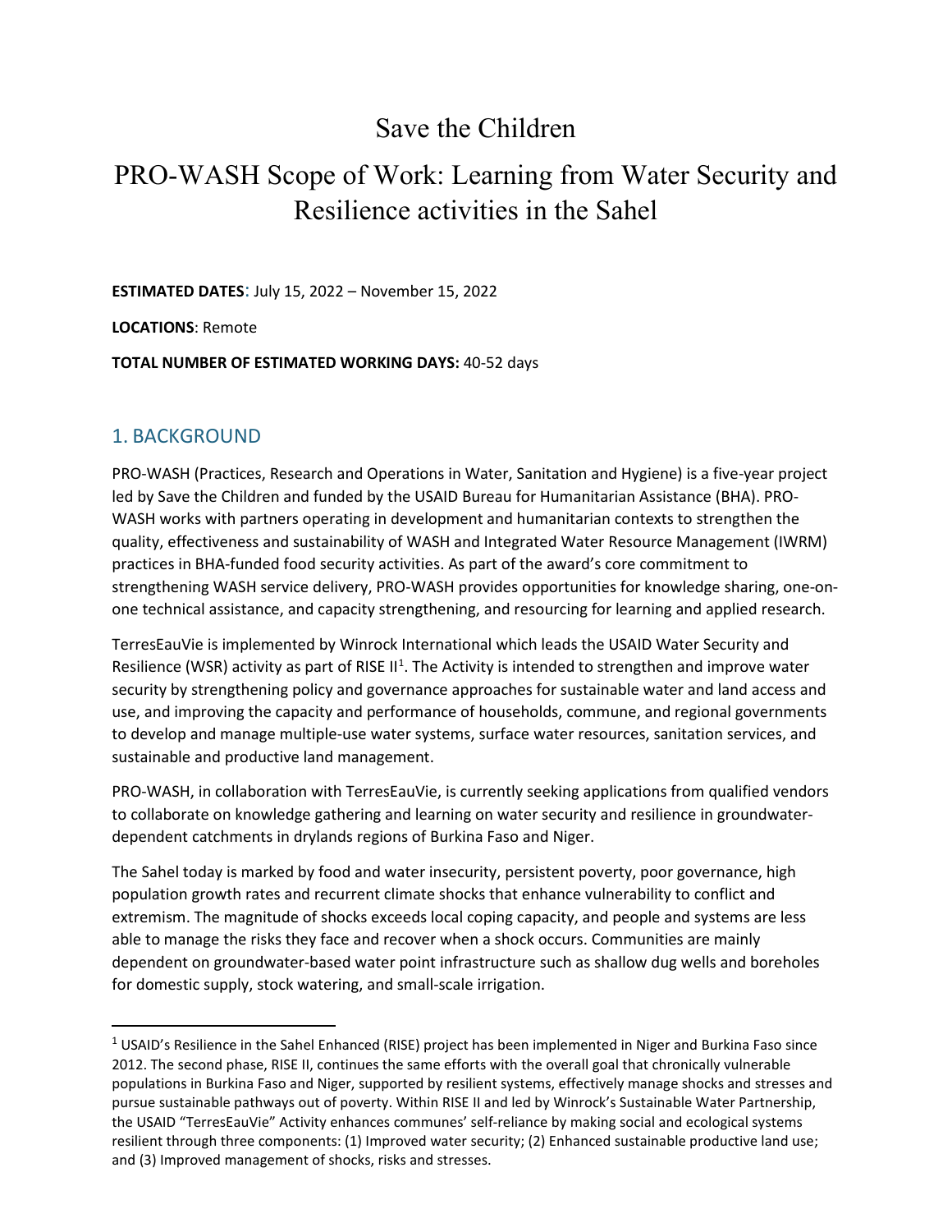# Save the Children

# PRO-WASH Scope of Work: Learning from Water Security and Resilience activities in the Sahel

**ESTIMATED DATES**: July 15, 2022 – November 15, 2022

**LOCATIONS**: Remote

**TOTAL NUMBER OF ESTIMATED WORKING DAYS:** 40-52 days

## 1. BACKGROUND

PRO-WASH (Practices, Research and Operations in Water, Sanitation and Hygiene) is a five-year project led by Save the Children and funded by the USAID Bureau for Humanitarian Assistance (BHA). PRO-WASH works with partners operating in development and humanitarian contexts to strengthen the quality, effectiveness and sustainability of WASH and Integrated Water Resource Management (IWRM) practices in BHA-funded food security activities. As part of the award's core commitment to strengthening WASH service delivery, PRO-WASH provides opportunities for knowledge sharing, one-on-one technical assistance, and capacity strengthening, and resourcing for learning and applied research.

TerresEauVie is implemented by Winrock International which leads the USAID Water Security and Resilience (WSR) activity as part of RISE II[1]. The Activity is intended to strengthen and improve water security by strengthening policy and governance approaches for sustainable water and land access and use, and improving the capacity and performance of households, commune, and regional governments to develop and manage multiple-use water systems, surface water resources, sanitation services, and sustainable and productive land management.

PRO-WASH, in collaboration with TerresEauVie, is currently seeking applications from qualified vendors to collaborate on knowledge gathering and learning on water security and resilience in groundwater-dependent catchments in drylands regions of Burkina Faso and Niger.

The Sahel today is marked by food and water insecurity, persistent poverty, poor governance, high population growth rates and recurrent climate shocks that enhance vulnerability to conflict and extremism. The magnitude of shocks exceeds local coping capacity, and people and systems are less able to manage the risks they face and recover when a shock occurs. Communities are mainly dependent on groundwater-based water point infrastructure such as shallow dug wells and boreholes for domestic supply, stock watering, and small-scale irrigation.

---

[1] USAID's Resilience in the Sahel Enhanced (RISE) project has been implemented in Niger and Burkina Faso since 2012. The second phase, RISE II, continues the same efforts with the overall goal that chronically vulnerable populations in Burkina Faso and Niger, supported by resilient systems, effectively manage shocks and stresses and pursue sustainable pathways out of poverty. Within RISE II and led by Winrock's Sustainable Water Partnership, the USAID "TerresEauVie" Activity enhances communes' self-reliance by making social and ecological systems resilient through three components: (1) Improved water security; (2) Enhanced sustainable productive land use; and (3) Improved management of shocks, risks and stresses.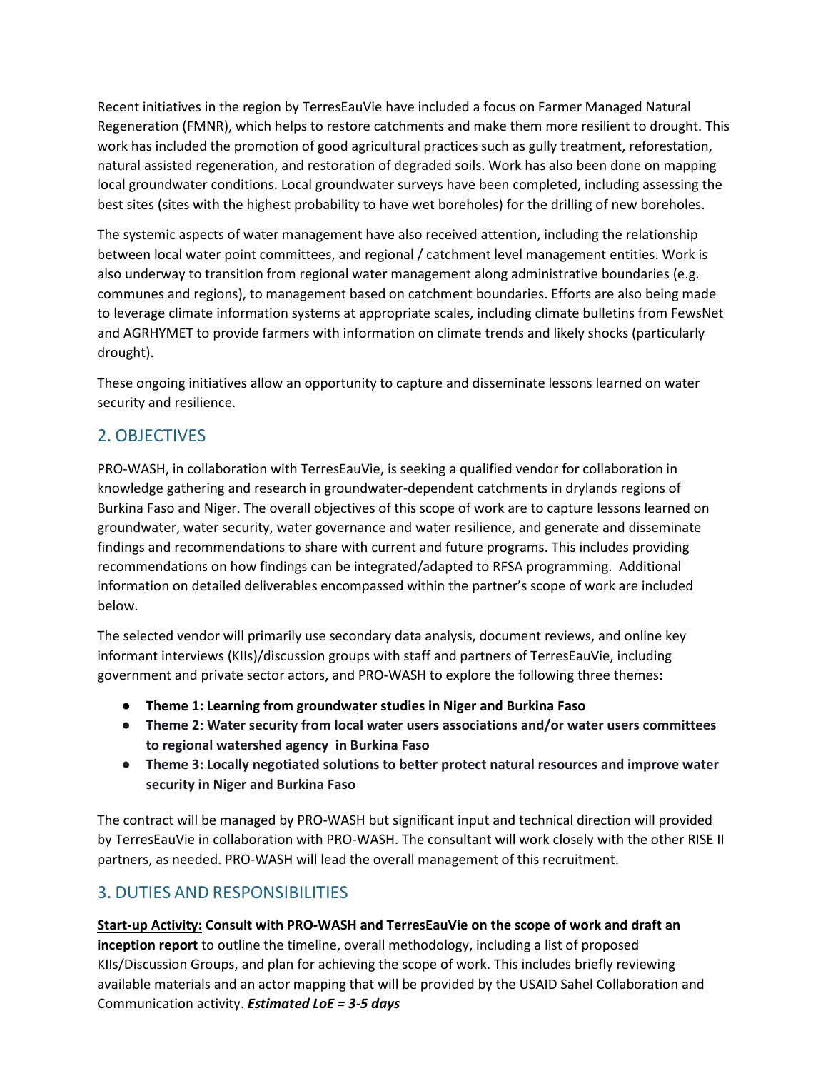Recent initiatives in the region by TerresEauVie have included a focus on Farmer Managed Natural Regeneration (FMNR), which helps to restore catchments and make them more resilient to drought. This work has included the promotion of good agricultural practices such as gully treatment, reforestation, natural assisted regeneration, and restoration of degraded soils. Work has also been done on mapping local groundwater conditions. Local groundwater surveys have been completed, including assessing the best sites (sites with the highest probability to have wet boreholes) for the drilling of new boreholes.

The systemic aspects of water management have also received attention, including the relationship between local water point committees, and regional / catchment level management entities. Work is also underway to transition from regional water management along administrative boundaries (e.g. communes and regions), to management based on catchment boundaries. Efforts are also being made to leverage climate information systems at appropriate scales, including climate bulletins from FewsNet and AGRHYMET to provide farmers with information on climate trends and likely shocks (particularly drought).

These ongoing initiatives allow an opportunity to capture and disseminate lessons learned on water security and resilience.

## 2. OBJECTIVES

PRO-WASH, in collaboration with TerresEauVie, is seeking a qualified vendor for collaboration in knowledge gathering and research in groundwater-dependent catchments in drylands regions of Burkina Faso and Niger. The overall objectives of this scope of work are to capture lessons learned on groundwater, water security, water governance and water resilience, and generate and disseminate findings and recommendations to share with current and future programs. This includes providing recommendations on how findings can be integrated/adapted to RFSA programming. Additional information on detailed deliverables encompassed within the partner's scope of work are included below.

The selected vendor will primarily use secondary data analysis, document reviews, and online key informant interviews (KIIs)/discussion groups with staff and partners of TerresEauVie, including government and private sector actors, and PRO-WASH to explore the following three themes:

- **Theme 1: Learning from groundwater studies in Niger and Burkina Faso**
- **Theme 2: Water security from local water users associations and/or water users committees to regional watershed agency in Burkina Faso**
- **Theme 3: Locally negotiated solutions to better protect natural resources and improve water security in Niger and Burkina Faso**

The contract will be managed by PRO-WASH but significant input and technical direction will provided by TerresEauVie in collaboration with PRO-WASH. The consultant will work closely with the other RISE II partners, as needed. PRO-WASH will lead the overall management of this recruitment.

## 3. DUTIES AND RESPONSIBILITIES

**<u>Start-up Activity:</u> Consult with PRO-WASH and TerresEauVie on the scope of work and draft an inception report** to outline the timeline, overall methodology, including a list of proposed KIIs/Discussion Groups, and plan for achieving the scope of work. This includes briefly reviewing available materials and an actor mapping that will be provided by the USAID Sahel Collaboration and Communication activity. ***Estimated LoE = 3-5 days***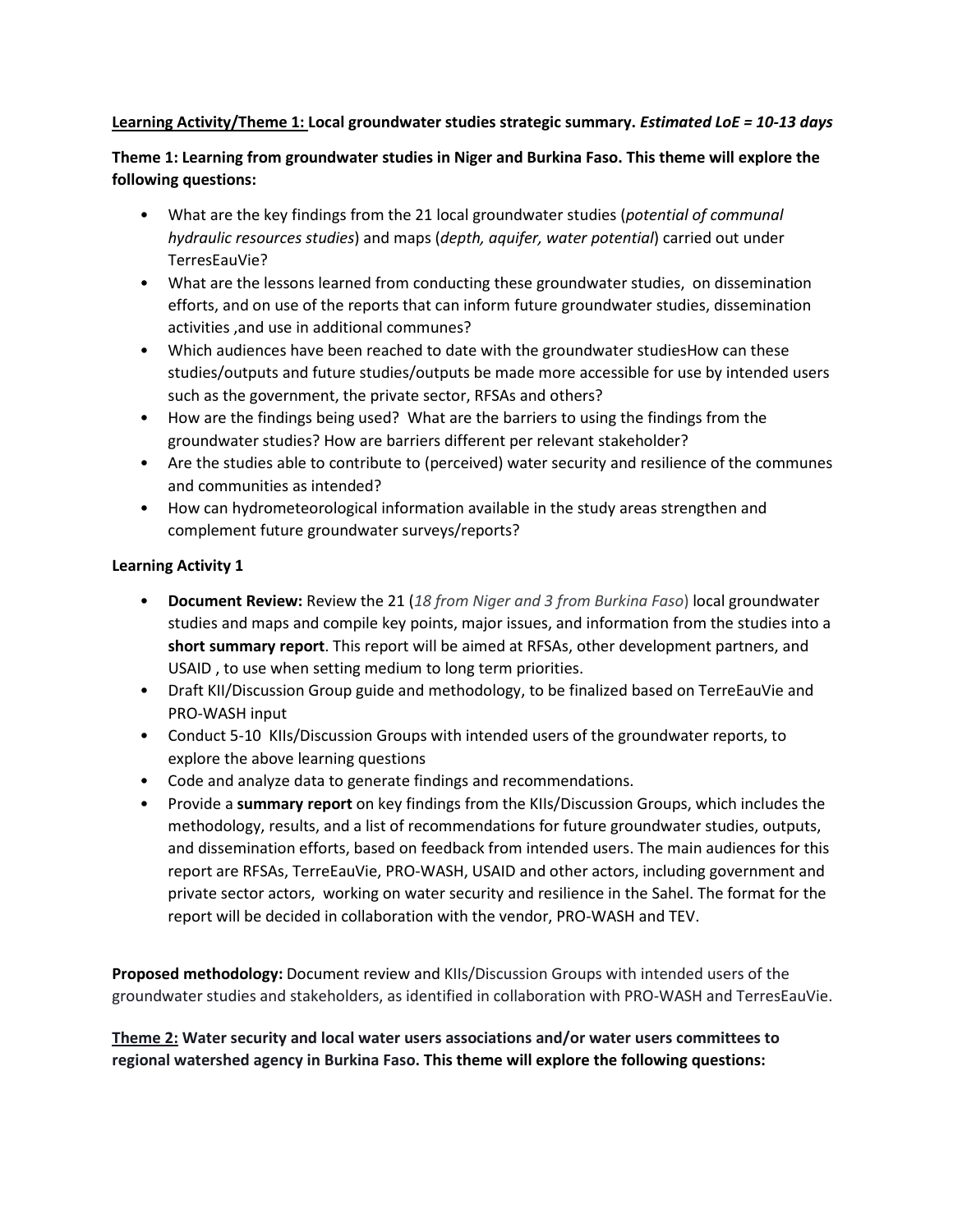**<u>Learning Activity/Theme 1:</u> Local groundwater studies strategic summary.** ***Estimated LoE = 10-13 days***

**Theme 1: Learning from groundwater studies in Niger and Burkina Faso. This theme will explore the following questions:**

- What are the key findings from the 21 local groundwater studies (*potential of communal hydraulic resources studies*) and maps (*depth, aquifer, water potential*) carried out under TerresEauVie?
- What are the lessons learned from conducting these groundwater studies,  on dissemination efforts, and on use of the reports that can inform future groundwater studies, dissemination activities ,and use in additional communes?
- Which audiences have been reached to date with the groundwater studiesHow can these studies/outputs and future studies/outputs be made more accessible for use by intended users such as the government, the private sector, RFSAs and others?
- How are the findings being used?  What are the barriers to using the findings from the groundwater studies? How are barriers different per relevant stakeholder?
- Are the studies able to contribute to (perceived) water security and resilience of the communes and communities as intended?
- How can hydrometeorological information available in the study areas strengthen and complement future groundwater surveys/reports?

**Learning Activity 1**

- **Document Review:** Review the 21 (*18 from Niger and 3 from Burkina Faso*) local groundwater studies and maps and compile key points, major issues, and information from the studies into a **short summary report**. This report will be aimed at RFSAs, other development partners, and USAID , to use when setting medium to long term priorities.
- Draft KII/Discussion Group guide and methodology, to be finalized based on TerreEauVie and PRO-WASH input
- Conduct 5-10  KIIs/Discussion Groups with intended users of the groundwater reports, to explore the above learning questions
- Code and analyze data to generate findings and recommendations.
- Provide a **summary report** on key findings from the KIIs/Discussion Groups, which includes the methodology, results, and a list of recommendations for future groundwater studies, outputs, and dissemination efforts, based on feedback from intended users. The main audiences for this report are RFSAs, TerreEauVie, PRO-WASH, USAID and other actors, including government and private sector actors,  working on water security and resilience in the Sahel. The format for the report will be decided in collaboration with the vendor, PRO-WASH and TEV.

**Proposed methodology:** Document review and KIIs/Discussion Groups with intended users of the groundwater studies and stakeholders, as identified in collaboration with PRO-WASH and TerresEauVie.

**<u>Theme 2:</u> Water security and local water users associations and/or water users committees to regional watershed agency in Burkina Faso. This theme will explore the following questions:**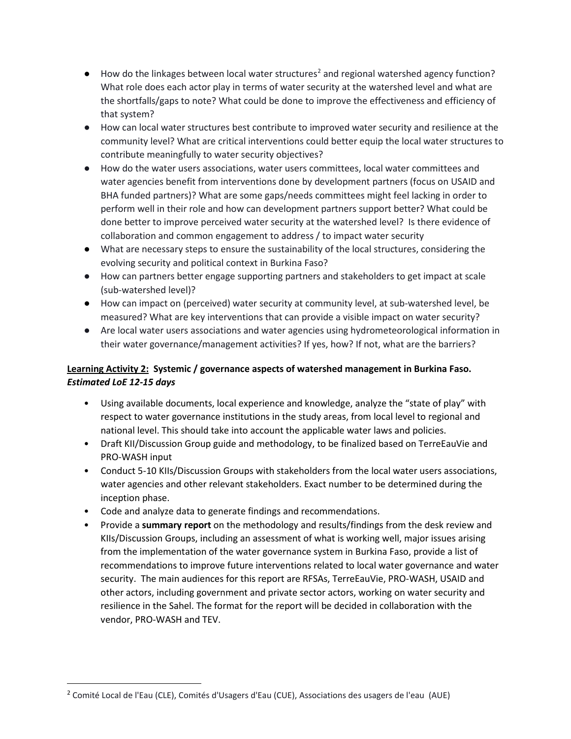- How do the linkages between local water structures[2] and regional watershed agency function? What role does each actor play in terms of water security at the watershed level and what are the shortfalls/gaps to note? What could be done to improve the effectiveness and efficiency of that system?
- How can local water structures best contribute to improved water security and resilience at the community level? What are critical interventions could better equip the local water structures to contribute meaningfully to water security objectives?
- How do the water users associations, water users committees, local water committees and water agencies benefit from interventions done by development partners (focus on USAID and BHA funded partners)? What are some gaps/needs committees might feel lacking in order to perform well in their role and how can development partners support better? What could be done better to improve perceived water security at the watershed level? Is there evidence of collaboration and common engagement to address / to impact water security
- What are necessary steps to ensure the sustainability of the local structures, considering the evolving security and political context in Burkina Faso?
- How can partners better engage supporting partners and stakeholders to get impact at scale (sub-watershed level)?
- How can impact on (perceived) water security at community level, at sub-watershed level, be measured? What are key interventions that can provide a visible impact on water security?
- Are local water users associations and water agencies using hydrometeorological information in their water governance/management activities? If yes, how? If not, what are the barriers?

**Learning Activity 2: Systemic / governance aspects of watershed management in Burkina Faso.**
***Estimated LoE 12-15 days***

- Using available documents, local experience and knowledge, analyze the "state of play" with respect to water governance institutions in the study areas, from local level to regional and national level. This should take into account the applicable water laws and policies.
- Draft KII/Discussion Group guide and methodology, to be finalized based on TerreEauVie and PRO-WASH input
- Conduct 5-10 KIIs/Discussion Groups with stakeholders from the local water users associations, water agencies and other relevant stakeholders. Exact number to be determined during the inception phase.
- Code and analyze data to generate findings and recommendations.
- Provide a **summary report** on the methodology and results/findings from the desk review and KIIs/Discussion Groups, including an assessment of what is working well, major issues arising from the implementation of the water governance system in Burkina Faso, provide a list of recommendations to improve future interventions related to local water governance and water security. The main audiences for this report are RFSAs, TerreEauVie, PRO-WASH, USAID and other actors, including government and private sector actors, working on water security and resilience in the Sahel. The format for the report will be decided in collaboration with the vendor, PRO-WASH and TEV.

---

[2] Comité Local de l'Eau (CLE), Comités d'Usagers d'Eau (CUE), Associations des usagers de l'eau (AUE)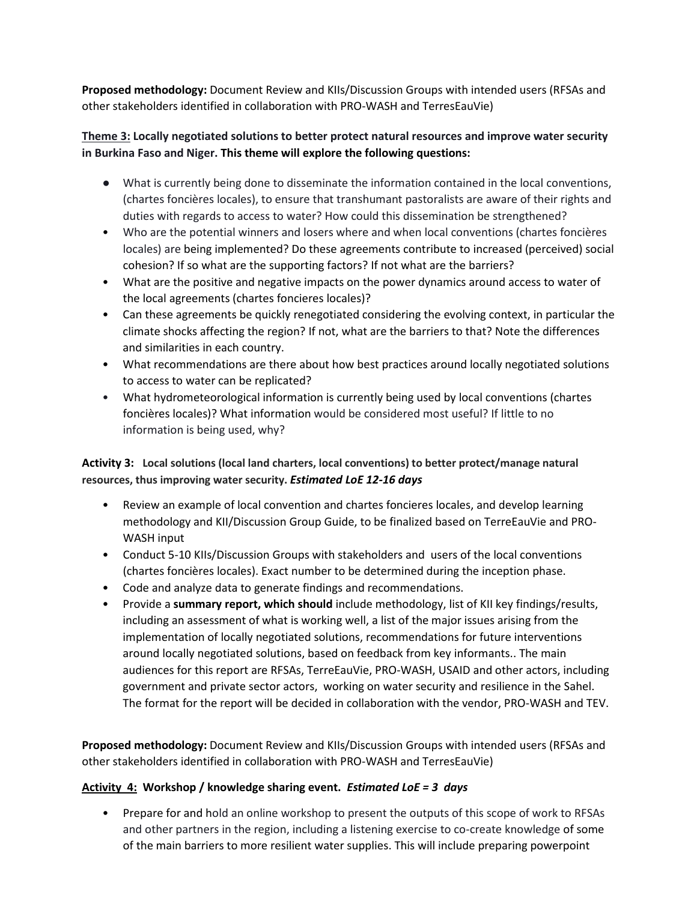**Proposed methodology:** Document Review and KIIs/Discussion Groups with intended users (RFSAs and other stakeholders identified in collaboration with PRO-WASH and TerresEauVie)

**Theme 3: Locally negotiated solutions to better protect natural resources and improve water security in Burkina Faso and Niger. This theme will explore the following questions:**

- What is currently being done to disseminate the information contained in the local conventions, (chartes foncières locales), to ensure that transhumant pastoralists are aware of their rights and duties with regards to access to water? How could this dissemination be strengthened?
- Who are the potential winners and losers where and when local conventions (chartes foncières locales) are being implemented? Do these agreements contribute to increased (perceived) social cohesion? If so what are the supporting factors? If not what are the barriers?
- What are the positive and negative impacts on the power dynamics around access to water of the local agreements (chartes foncieres locales)?
- Can these agreements be quickly renegotiated considering the evolving context, in particular the climate shocks affecting the region? If not, what are the barriers to that? Note the differences and similarities in each country.
- What recommendations are there about how best practices around locally negotiated solutions to access to water can be replicated?
- What hydrometeorological information is currently being used by local conventions (chartes foncières locales)? What information would be considered most useful? If little to no information is being used, why?

**Activity 3: Local solutions (local land charters, local conventions) to better protect/manage natural resources, thus improving water security. *Estimated LoE 12-16 days***

- Review an example of local convention and chartes foncieres locales, and develop learning methodology and KII/Discussion Group Guide, to be finalized based on TerreEauVie and PRO-WASH input
- Conduct 5-10 KIIs/Discussion Groups with stakeholders and users of the local conventions (chartes foncières locales). Exact number to be determined during the inception phase.
- Code and analyze data to generate findings and recommendations.
- Provide a **summary report, which should** include methodology, list of KII key findings/results, including an assessment of what is working well, a list of the major issues arising from the implementation of locally negotiated solutions, recommendations for future interventions around locally negotiated solutions, based on feedback from key informants.. The main audiences for this report are RFSAs, TerreEauVie, PRO-WASH, USAID and other actors, including government and private sector actors, working on water security and resilience in the Sahel. The format for the report will be decided in collaboration with the vendor, PRO-WASH and TEV.

**Proposed methodology:** Document Review and KIIs/Discussion Groups with intended users (RFSAs and other stakeholders identified in collaboration with PRO-WASH and TerresEauVie)

**Activity 4: Workshop / knowledge sharing event. *Estimated LoE = 3 days***

- Prepare for and hold an online workshop to present the outputs of this scope of work to RFSAs and other partners in the region, including a listening exercise to co-create knowledge of some of the main barriers to more resilient water supplies. This will include preparing powerpoint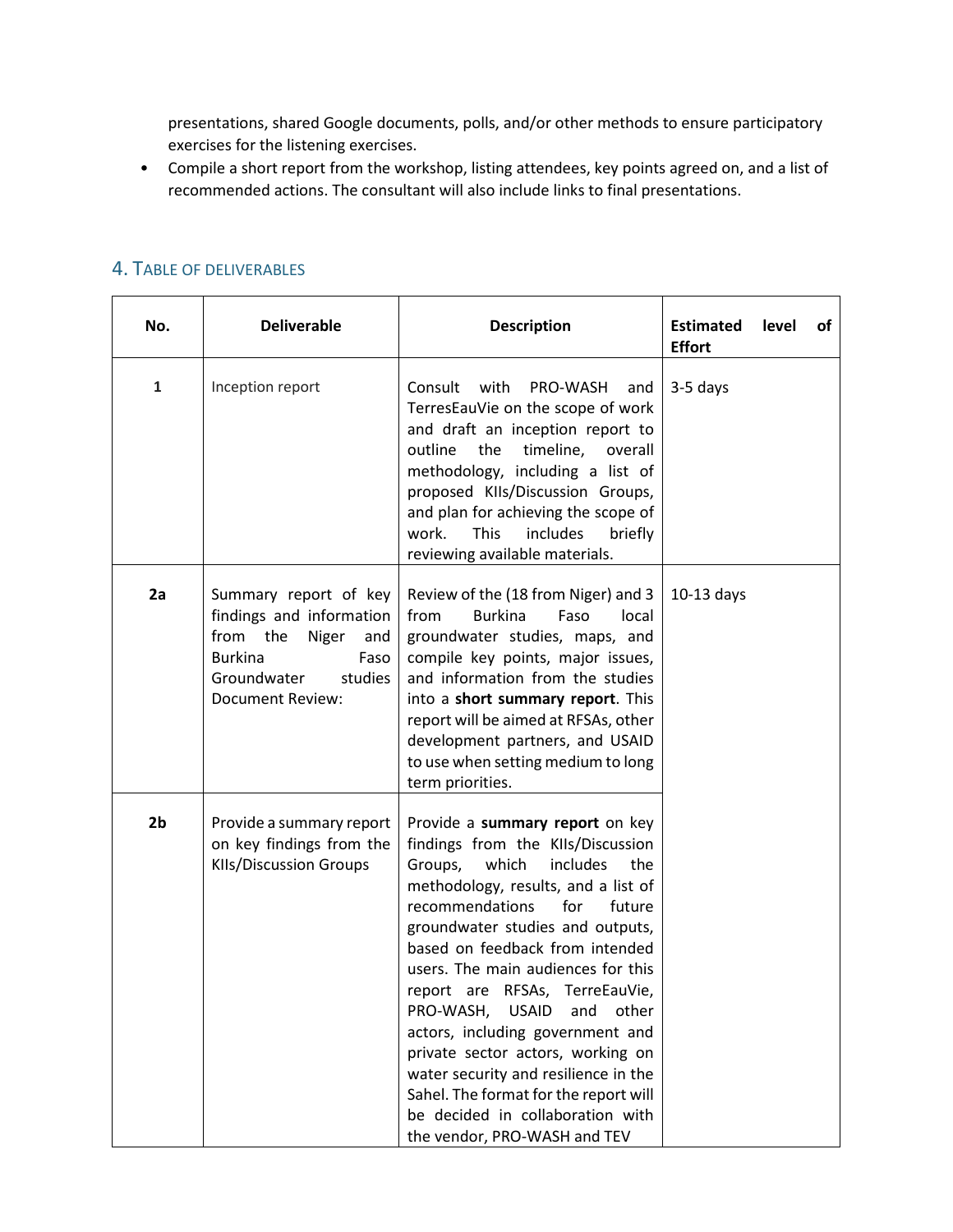presentations, shared Google documents, polls, and/or other methods to ensure participatory exercises for the listening exercises.

- Compile a short report from the workshop, listing attendees, key points agreed on, and a list of recommended actions. The consultant will also include links to final presentations.

## 4. Table of deliverables

| No. | Deliverable | Description | Estimated level of Effort |
|---|---|---|---|
| **1** | Inception report | Consult with PRO-WASH and TerresEauVie on the scope of work and draft an inception report to outline the timeline, overall methodology, including a list of proposed KIIs/Discussion Groups, and plan for achieving the scope of work. This includes briefly reviewing available materials. | 3-5 days |
| **2a** | Summary report of key findings and information from the Niger and Burkina Faso Groundwater studies Document Review: | Review of the (18 from Niger) and 3 from Burkina Faso local groundwater studies, maps, and compile key points, major issues, and information from the studies into a **short summary report**. This report will be aimed at RFSAs, other development partners, and USAID to use when setting medium to long term priorities. | 10-13 days |
| **2b** | Provide a summary report on key findings from the KIIs/Discussion Groups | Provide a **summary report** on key findings from the KIIs/Discussion Groups, which includes the methodology, results, and a list of recommendations for future groundwater studies and outputs, based on feedback from intended users. The main audiences for this report are RFSAs, TerreEauVie, PRO-WASH, USAID and other actors, including government and private sector actors, working on water security and resilience in the Sahel. The format for the report will be decided in collaboration with the vendor, PRO-WASH and TEV | |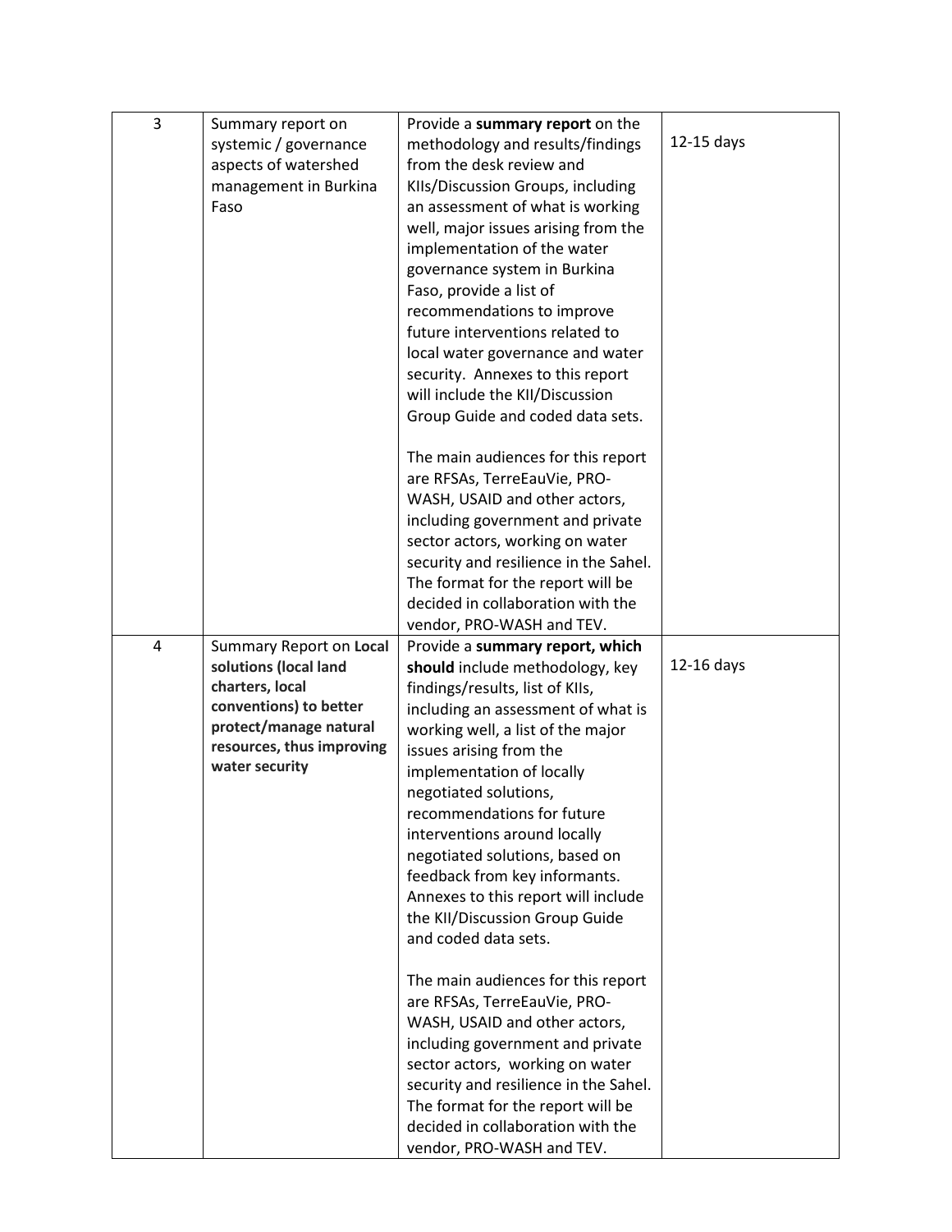| 3 | Summary report on systemic / governance aspects of watershed management in Burkina Faso | Provide a **summary report** on the methodology and results/findings from the desk review and KIIs/Discussion Groups, including an assessment of what is working well, major issues arising from the implementation of the water governance system in Burkina Faso, provide a list of recommendations to improve future interventions related to local water governance and water security. Annexes to this report will include the KII/Discussion Group Guide and coded data sets.<br><br>The main audiences for this report are RFSAs, TerreEauVie, PRO-WASH, USAID and other actors, including government and private sector actors, working on water security and resilience in the Sahel. The format for the report will be decided in collaboration with the vendor, PRO-WASH and TEV. | 12-15 days |
|---|---|---|---|
| 4 | Summary Report on **Local solutions (local land charters, local conventions) to better protect/manage natural resources, thus improving water security** | Provide a **summary report, which should** include methodology, key findings/results, list of KIIs, including an assessment of what is working well, a list of the major issues arising from the implementation of locally negotiated solutions, recommendations for future interventions around locally negotiated solutions, based on feedback from key informants. Annexes to this report will include the KII/Discussion Group Guide and coded data sets.<br><br>The main audiences for this report are RFSAs, TerreEauVie, PRO-WASH, USAID and other actors, including government and private sector actors, working on water security and resilience in the Sahel. The format for the report will be decided in collaboration with the vendor, PRO-WASH and TEV. | 12-16 days |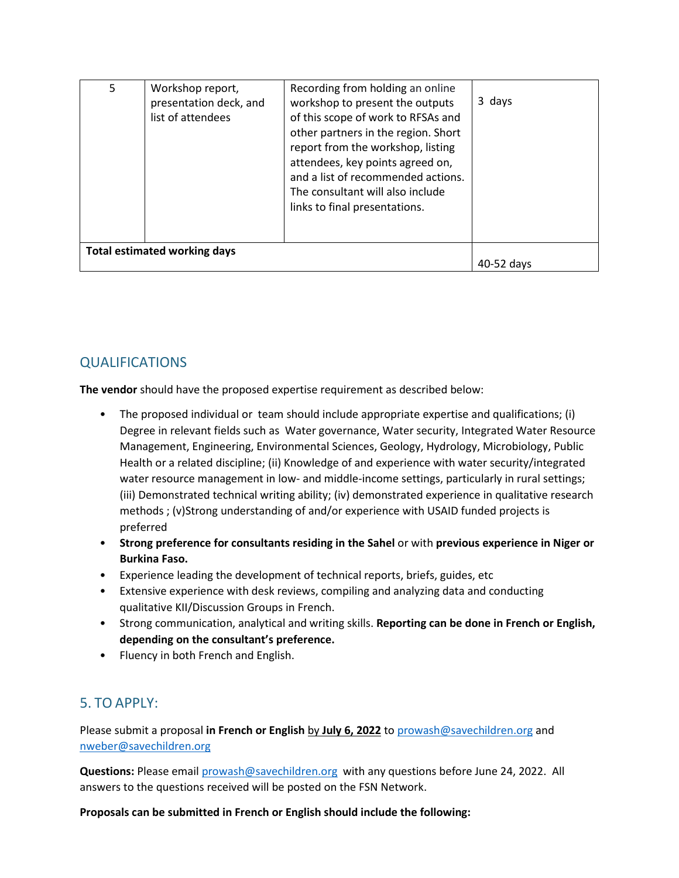| 5 | Workshop report, presentation deck, and list of attendees | Recording from holding an online workshop to present the outputs of this scope of work to RFSAs and other partners in the region. Short report from the workshop, listing attendees, key points agreed on, and a list of recommended actions. The consultant will also include links to final presentations. | 3 days |
|---|---|---|---|
| **Total estimated working days** | | | 40-52 days |

## QUALIFICATIONS

**The vendor** should have the proposed expertise requirement as described below:

- The proposed individual or team should include appropriate expertise and qualifications; (i) Degree in relevant fields such as Water governance, Water security, Integrated Water Resource Management, Engineering, Environmental Sciences, Geology, Hydrology, Microbiology, Public Health or a related discipline; (ii) Knowledge of and experience with water security/integrated water resource management in low- and middle-income settings, particularly in rural settings; (iii) Demonstrated technical writing ability; (iv) demonstrated experience in qualitative research methods ; (v)Strong understanding of and/or experience with USAID funded projects is preferred
- **Strong preference for consultants residing in the Sahel** or with **previous experience in Niger or Burkina Faso.**
- Experience leading the development of technical reports, briefs, guides, etc
- Extensive experience with desk reviews, compiling and analyzing data and conducting qualitative KII/Discussion Groups in French.
- Strong communication, analytical and writing skills. **Reporting can be done in French or English, depending on the consultant's preference.**
- Fluency in both French and English.

## 5. TO APPLY:

Please submit a proposal **in French or English** by **July 6, 2022** to prowash@savechildren.org and nweber@savechildren.org

**Questions:** Please email prowash@savechildren.org with any questions before June 24, 2022. All answers to the questions received will be posted on the FSN Network.

**Proposals can be submitted in French or English should include the following:**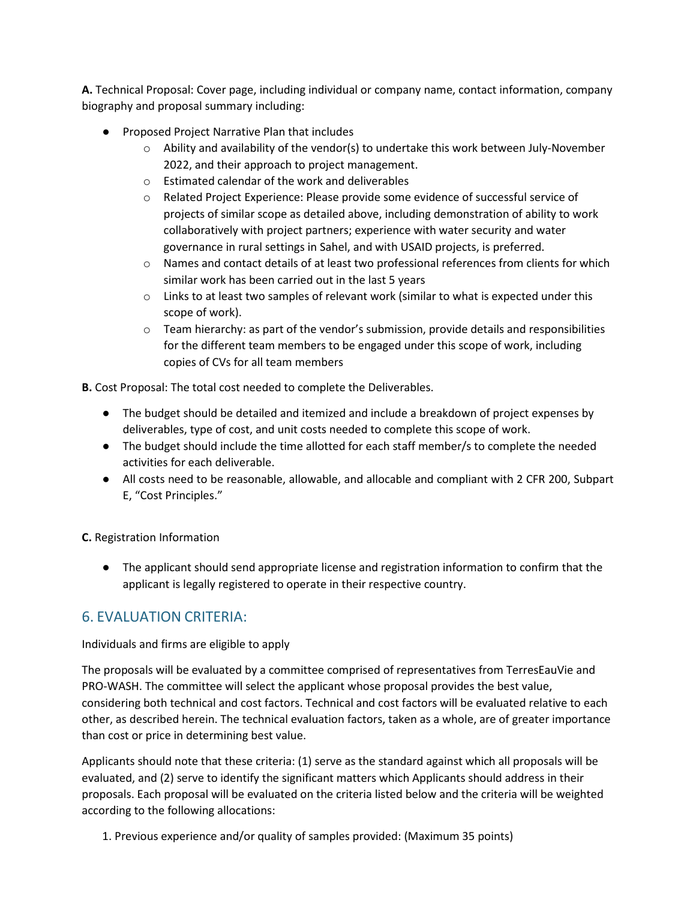**A.** Technical Proposal: Cover page, including individual or company name, contact information, company biography and proposal summary including:

- Proposed Project Narrative Plan that includes
  - Ability and availability of the vendor(s) to undertake this work between July-November 2022, and their approach to project management.
  - Estimated calendar of the work and deliverables
  - Related Project Experience: Please provide some evidence of successful service of projects of similar scope as detailed above, including demonstration of ability to work collaboratively with project partners; experience with water security and water governance in rural settings in Sahel, and with USAID projects, is preferred.
  - Names and contact details of at least two professional references from clients for which similar work has been carried out in the last 5 years
  - Links to at least two samples of relevant work (similar to what is expected under this scope of work).
  - Team hierarchy: as part of the vendor's submission, provide details and responsibilities for the different team members to be engaged under this scope of work, including copies of CVs for all team members

**B.** Cost Proposal: The total cost needed to complete the Deliverables.

- The budget should be detailed and itemized and include a breakdown of project expenses by deliverables, type of cost, and unit costs needed to complete this scope of work.
- The budget should include the time allotted for each staff member/s to complete the needed activities for each deliverable.
- All costs need to be reasonable, allowable, and allocable and compliant with 2 CFR 200, Subpart E, "Cost Principles."

**C.** Registration Information

- The applicant should send appropriate license and registration information to confirm that the applicant is legally registered to operate in their respective country.

## 6. EVALUATION CRITERIA:

Individuals and firms are eligible to apply

The proposals will be evaluated by a committee comprised of representatives from TerresEauVie and PRO-WASH. The committee will select the applicant whose proposal provides the best value, considering both technical and cost factors. Technical and cost factors will be evaluated relative to each other, as described herein. The technical evaluation factors, taken as a whole, are of greater importance than cost or price in determining best value.

Applicants should note that these criteria: (1) serve as the standard against which all proposals will be evaluated, and (2) serve to identify the significant matters which Applicants should address in their proposals. Each proposal will be evaluated on the criteria listed below and the criteria will be weighted according to the following allocations:

1. Previous experience and/or quality of samples provided: (Maximum 35 points)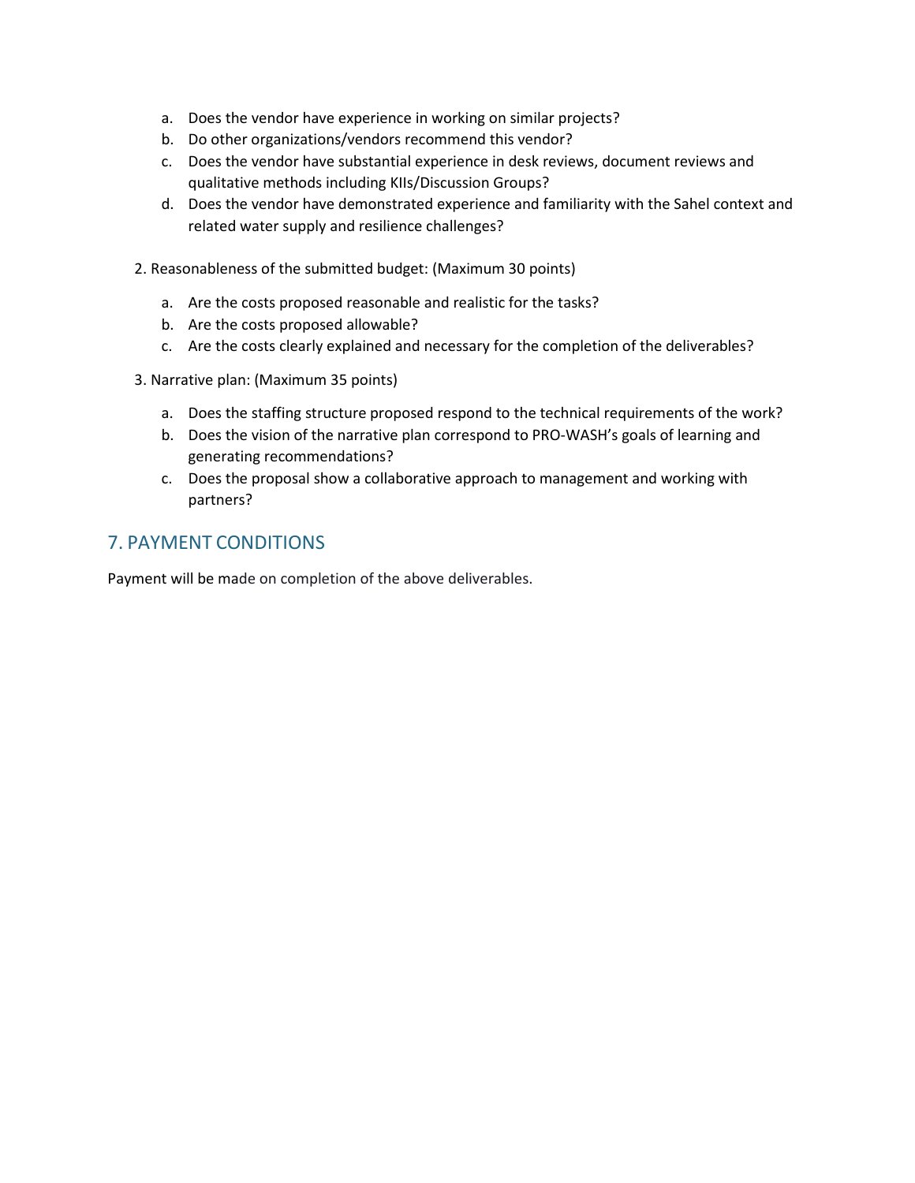a. Does the vendor have experience in working on similar projects?
   b. Do other organizations/vendors recommend this vendor?
   c. Does the vendor have substantial experience in desk reviews, document reviews and qualitative methods including KIIs/Discussion Groups?
   d. Does the vendor have demonstrated experience and familiarity with the Sahel context and related water supply and resilience challenges?

2. Reasonableness of the submitted budget: (Maximum 30 points)

   a. Are the costs proposed reasonable and realistic for the tasks?
   b. Are the costs proposed allowable?
   c. Are the costs clearly explained and necessary for the completion of the deliverables?

3. Narrative plan: (Maximum 35 points)

   a. Does the staffing structure proposed respond to the technical requirements of the work?
   b. Does the vision of the narrative plan correspond to PRO-WASH's goals of learning and generating recommendations?
   c. Does the proposal show a collaborative approach to management and working with partners?

## 7. PAYMENT CONDITIONS

Payment will be made on completion of the above deliverables.